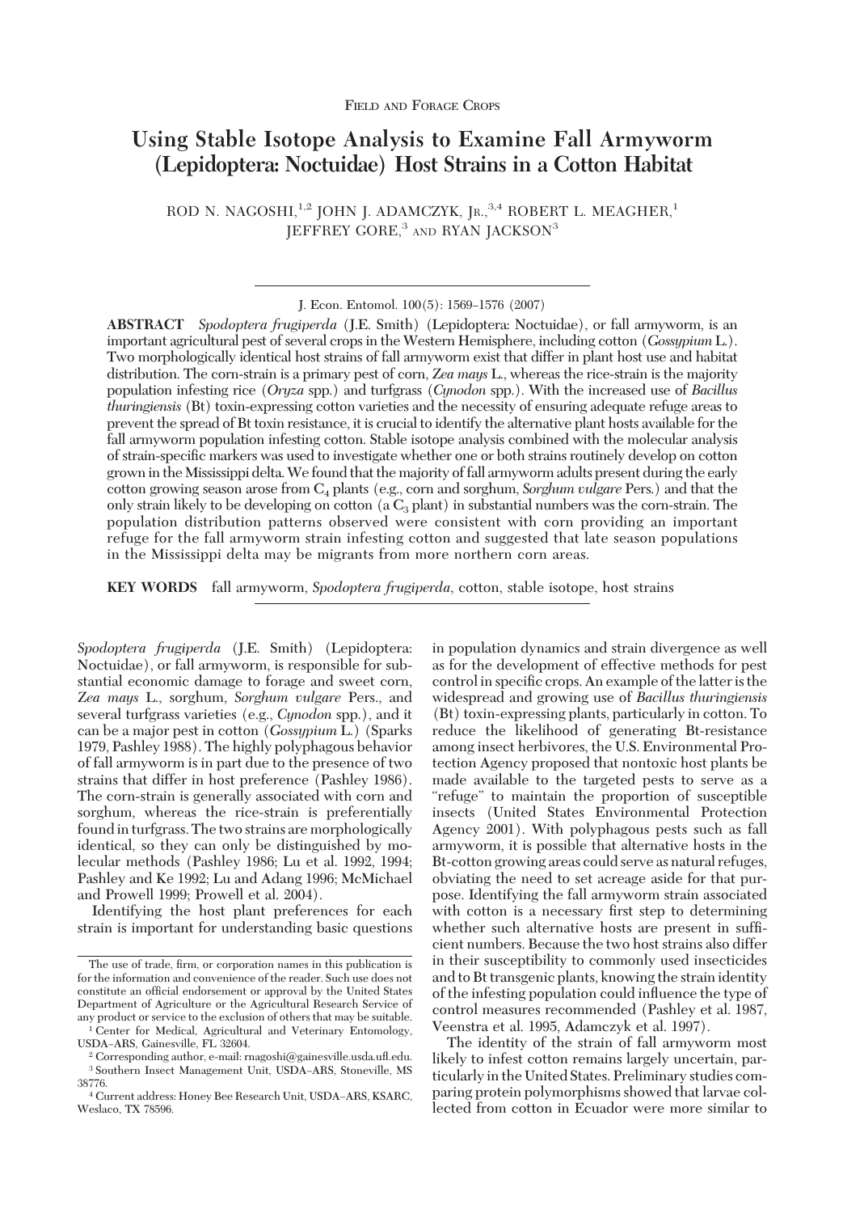FIELD AND FORAGE CROPS

# Using Stable Isotope Analysis to Examine Fall Armyworm (Lepidoptera: Noctuidae) Host Strains in a Cotton Habitat

ROD N. NAGOSHI,[1,2] JOHN J. ADAMCZYK, JR.,[3,4] ROBERT L. MEAGHER,[1] JEFFREY GORE,[3] AND RYAN JACKSON[3]

J. Econ. Entomol. 100(5): 1569–1576 (2007)

**ABSTRACT** *Spodoptera frugiperda* (J.E. Smith) (Lepidoptera: Noctuidae), or fall armyworm, is an important agricultural pest of several crops in the Western Hemisphere, including cotton (*Gossypium* L.). Two morphologically identical host strains of fall armyworm exist that differ in plant host use and habitat distribution. The corn-strain is a primary pest of corn, *Zea mays* L., whereas the rice-strain is the majority population infesting rice (*Oryza* spp.) and turfgrass (*Cynodon* spp.). With the increased use of *Bacillus thuringiensis* (Bt) toxin-expressing cotton varieties and the necessity of ensuring adequate refuge areas to prevent the spread of Bt toxin resistance, it is crucial to identify the alternative plant hosts available for the fall armyworm population infesting cotton. Stable isotope analysis combined with the molecular analysis of strain-specific markers was used to investigate whether one or both strains routinely develop on cotton grown in the Mississippi delta. We found that the majority of fall armyworm adults present during the early cotton growing season arose from $C_4$ plants (e.g., corn and sorghum, *Sorghum vulgare* Pers.) and that the only strain likely to be developing on cotton (a $C_3$ plant) in substantial numbers was the corn-strain. The population distribution patterns observed were consistent with corn providing an important refuge for the fall armyworm strain infesting cotton and suggested that late season populations in the Mississippi delta may be migrants from more northern corn areas.

**KEY WORDS** fall armyworm, *Spodoptera frugiperda*, cotton, stable isotope, host strains

*Spodoptera frugiperda* (J.E. Smith) (Lepidoptera: Noctuidae), or fall armyworm, is responsible for substantial economic damage to forage and sweet corn, *Zea mays* L., sorghum, *Sorghum vulgare* Pers., and several turfgrass varieties (e.g., *Cynodon* spp.), and it can be a major pest in cotton (*Gossypium* L.) (Sparks 1979, Pashley 1988). The highly polyphagous behavior of fall armyworm is in part due to the presence of two strains that differ in host preference (Pashley 1986). The corn-strain is generally associated with corn and sorghum, whereas the rice-strain is preferentially found in turfgrass. The two strains are morphologically identical, so they can only be distinguished by molecular methods (Pashley 1986; Lu et al. 1992, 1994; Pashley and Ke 1992; Lu and Adang 1996; McMichael and Prowell 1999; Prowell et al. 2004).

Identifying the host plant preferences for each strain is important for understanding basic questions in population dynamics and strain divergence as well as for the development of effective methods for pest control in specific crops. An example of the latter is the widespread and growing use of *Bacillus thuringiensis* (Bt) toxin-expressing plants, particularly in cotton. To reduce the likelihood of generating Bt-resistance among insect herbivores, the U.S. Environmental Protection Agency proposed that nontoxic host plants be made available to the targeted pests to serve as a "refuge" to maintain the proportion of susceptible insects (United States Environmental Protection Agency 2001). With polyphagous pests such as fall armyworm, it is possible that alternative hosts in the Bt-cotton growing areas could serve as natural refuges, obviating the need to set acreage aside for that purpose. Identifying the fall armyworm strain associated with cotton is a necessary first step to determining whether such alternative hosts are present in sufficient numbers. Because the two host strains also differ in their susceptibility to commonly used insecticides and to Bt transgenic plants, knowing the strain identity of the infesting population could influence the type of control measures recommended (Pashley et al. 1987, Veenstra et al. 1995, Adamczyk et al. 1997).

The identity of the strain of fall armyworm most likely to infest cotton remains largely uncertain, particularly in the United States. Preliminary studies comparing protein polymorphisms showed that larvae collected from cotton in Ecuador were more similar to

The use of trade, firm, or corporation names in this publication is for the information and convenience of the reader. Such use does not constitute an official endorsement or approval by the United States Department of Agriculture or the Agricultural Research Service of any product or service to the exclusion of others that may be suitable.

[1] Center for Medical, Agricultural and Veterinary Entomology, USDA–ARS, Gainesville, FL 32604.

[2] Corresponding author, e-mail: rnagoshi@gainesville.usda.ufl.edu.

[3] Southern Insect Management Unit, USDA–ARS, Stoneville, MS 38776.

[4] Current address: Honey Bee Research Unit, USDA–ARS, KSARC, Weslaco, TX 78596.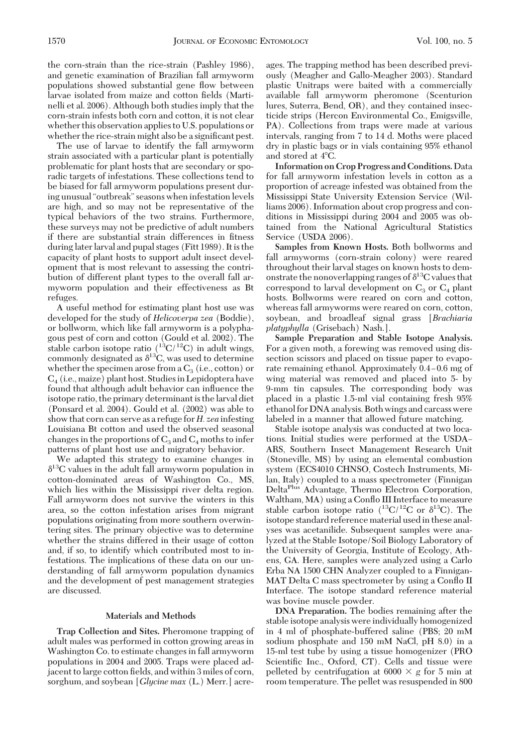the corn-strain than the rice-strain (Pashley 1986), and genetic examination of Brazilian fall armyworm populations showed substantial gene flow between larvae isolated from maize and cotton fields (Martinelli et al. 2006). Although both studies imply that the corn-strain infests both corn and cotton, it is not clear whether this observation applies to U.S. populations or whether the rice-strain might also be a significant pest.

The use of larvae to identify the fall armyworm strain associated with a particular plant is potentially problematic for plant hosts that are secondary or sporadic targets of infestations. These collections tend to be biased for fall armyworm populations present during unusual "outbreak" seasons when infestation levels are high, and so may not be representative of the typical behaviors of the two strains. Furthermore, these surveys may not be predictive of adult numbers if there are substantial strain differences in fitness during later larval and pupal stages (Fitt 1989). It is the capacity of plant hosts to support adult insect development that is most relevant to assessing the contribution of different plant types to the overall fall armyworm population and their effectiveness as Bt refuges.

A useful method for estimating plant host use was developed for the study of *Helicoverpa zea* (Boddie), or bollworm, which like fall armyworm is a polyphagous pest of corn and cotton (Gould et al. 2002). The stable carbon isotope ratio ($^{13}C/^{12}C$) in adult wings, commonly designated as $\delta^{13}C$, was used to determine whether the specimen arose from a $C_3$ (i.e., cotton) or $C_4$ (i.e., maize) plant host. Studies in Lepidoptera have found that although adult behavior can influence the isotope ratio, the primary determinant is the larval diet (Ponsard et al. 2004). Gould et al. (2002) was able to show that corn can serve as a refuge for *H. zea* infesting Louisiana Bt cotton and used the observed seasonal changes in the proportions of $C_3$ and $C_4$ moths to infer patterns of plant host use and migratory behavior.

We adapted this strategy to examine changes in $\delta^{13}C$ values in the adult fall armyworm population in cotton-dominated areas of Washington Co., MS, which lies within the Mississippi river delta region. Fall armyworm does not survive the winters in this area, so the cotton infestation arises from migrant populations originating from more southern overwintering sites. The primary objective was to determine whether the strains differed in their usage of cotton and, if so, to identify which contributed most to infestations. The implications of these data on our understanding of fall armyworm population dynamics and the development of pest management strategies are discussed.

## Materials and Methods

**Trap Collection and Sites.** Pheromone trapping of adult males was performed in cotton growing areas in Washington Co. to estimate changes in fall armyworm populations in 2004 and 2005. Traps were placed adjacent to large cotton fields, and within 3 miles of corn, sorghum, and soybean [*Glycine max* (L.) Merr.] acreages. The trapping method has been described previously (Meagher and Gallo-Meagher 2003). Standard plastic Unitraps were baited with a commercially available fall armyworm pheromone (Scenturion lures, Suterra, Bend, OR), and they contained insecticide strips (Hercon Environmental Co., Emigsville, PA). Collections from traps were made at various intervals, ranging from 7 to 14 d. Moths were placed dry in plastic bags or in vials containing 95% ethanol and stored at 4°C.

**Information on Crop Progress and Conditions.** Data for fall armyworm infestation levels in cotton as a proportion of acreage infested was obtained from the Mississippi State University Extension Service (Williams 2006). Information about crop progress and conditions in Mississippi during 2004 and 2005 was obtained from the National Agricultural Statistics Service (USDA 2006).

**Samples from Known Hosts.** Both bollworms and fall armyworms (corn-strain colony) were reared throughout their larval stages on known hosts to demonstrate the nonoverlapping ranges of $\delta^{13}C$ values that correspond to larval development on $C_3$ or $C_4$ plant hosts. Bollworms were reared on corn and cotton, whereas fall armyworms were reared on corn, cotton, soybean, and broadleaf signal grass [*Brachiaria platyphylla* (Grisebach) Nash.].

**Sample Preparation and Stable Isotope Analysis.** For a given moth, a forewing was removed using dissection scissors and placed on tissue paper to evaporate remaining ethanol. Approximately 0.4–0.6 mg of wing material was removed and placed into 5- by 9-mm tin capsules. The corresponding body was placed in a plastic 1.5-ml vial containing fresh 95% ethanol for DNA analysis. Both wings and carcass were labeled in a manner that allowed future matching.

Stable isotope analysis was conducted at two locations. Initial studies were performed at the USDA–ARS, Southern Insect Management Research Unit (Stoneville, MS) by using an elemental combustion system (ECS4010 CHNSO, Costech Instruments, Milan, Italy) coupled to a mass spectrometer (Finnigan Delta$^{Plus}$ Advantage, Thermo Electron Corporation, Waltham, MA) using a Conflo III Interface to measure stable carbon isotope ratio ($^{13}C/^{12}C$ or $\delta^{13}C$). The isotope standard reference material used in these analyses was acetanilide. Subsequent samples were analyzed at the Stable Isotope/Soil Biology Laboratory of the University of Georgia, Institute of Ecology, Athens, GA. Here, samples were analyzed using a Carlo Erba NA 1500 CHN Analyzer coupled to a Finnigan-MAT Delta C mass spectrometer by using a Conflo II Interface. The isotope standard reference material was bovine muscle powder.

**DNA Preparation.** The bodies remaining after the stable isotope analysis were individually homogenized in 4 ml of phosphate-buffered saline (PBS; 20 mM sodium phosphate and 150 mM NaCl, pH 8.0) in a 15-ml test tube by using a tissue homogenizer (PRO Scientific Inc., Oxford, CT). Cells and tissue were pelleted by centrifugation at 6000 × *g* for 5 min at room temperature. The pellet was resuspended in 800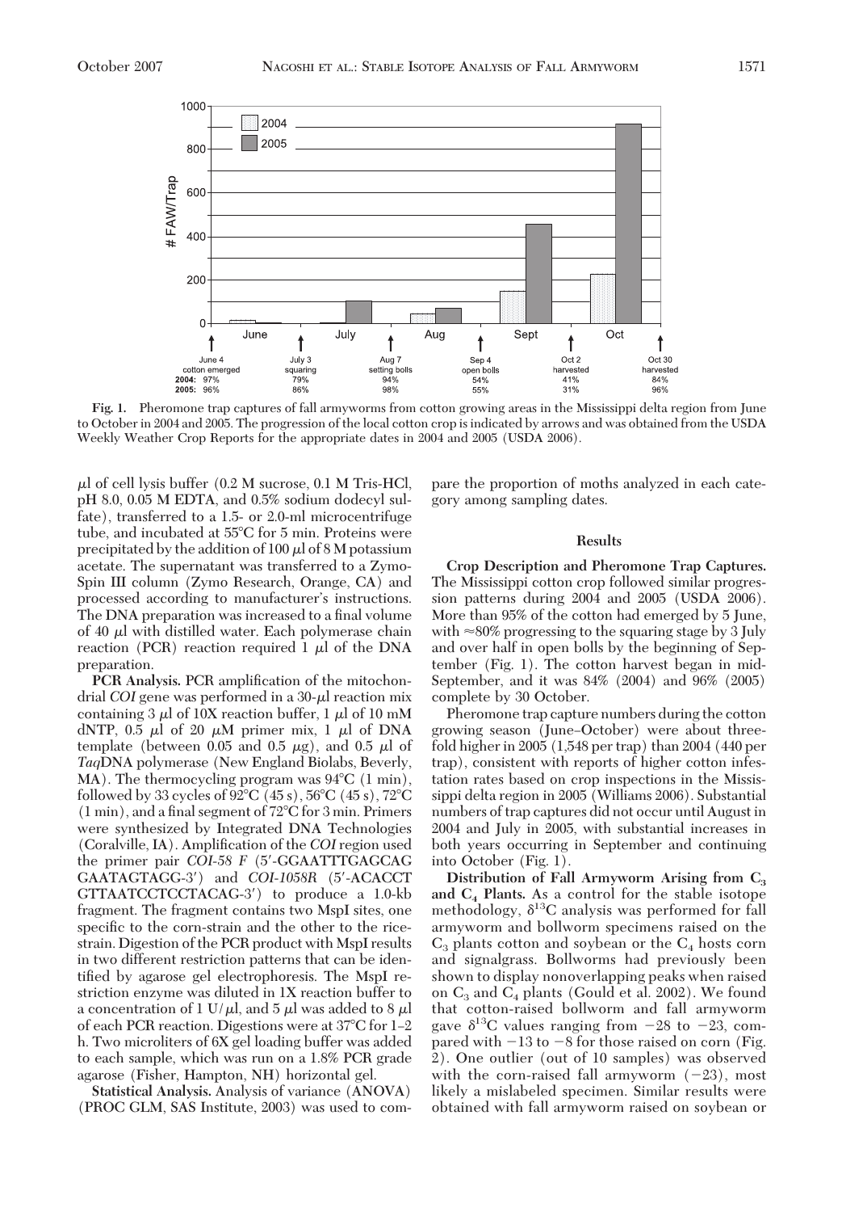**Fig. 1.** Pheromone trap captures of fall armyworms from cotton growing areas in the Mississippi delta region from June to October in 2004 and 2005. The progression of the local cotton crop is indicated by arrows and was obtained from the USDA Weekly Weather Crop Reports for the appropriate dates in 2004 and 2005 (USDA 2006).

μl of cell lysis buffer (0.2 M sucrose, 0.1 M Tris-HCl, pH 8.0, 0.05 M EDTA, and 0.5% sodium dodecyl sulfate), transferred to a 1.5- or 2.0-ml microcentrifuge tube, and incubated at 55°C for 5 min. Proteins were precipitated by the addition of 100 μl of 8 M potassium acetate. The supernatant was transferred to a Zymo-Spin III column (Zymo Research, Orange, CA) and processed according to manufacturer's instructions. The DNA preparation was increased to a final volume of 40 μl with distilled water. Each polymerase chain reaction (PCR) reaction required 1 μl of the DNA preparation.

**PCR Analysis.** PCR amplification of the mitochondrial *COI* gene was performed in a 30-μl reaction mix containing 3 μl of 10X reaction buffer, 1 μl of 10 mM dNTP, 0.5 μl of 20 μM primer mix, 1 μl of DNA template (between 0.05 and 0.5 μg), and 0.5 μl of *Taq*DNA polymerase (New England Biolabs, Beverly, MA). The thermocycling program was 94°C (1 min), followed by 33 cycles of 92°C (45 s), 56°C (45 s), 72°C (1 min), and a final segment of 72°C for 3 min. Primers were synthesized by Integrated DNA Technologies (Coralville, IA). Amplification of the *COI* region used the primer pair *COI-58 F* (5′-GGAATTTGAGCAG GAATAGTAGG-3′) and *COI-1058R* (5′-ACACCT GTTAATCCTCCTACAG-3′) to produce a 1.0-kb fragment. The fragment contains two MspI sites, one specific to the corn-strain and the other to the rice-strain. Digestion of the PCR product with MspI results in two different restriction patterns that can be identified by agarose gel electrophoresis. The MspI restriction enzyme was diluted in 1X reaction buffer to a concentration of 1 U/μl, and 5 μl was added to 8 μl of each PCR reaction. Digestions were at 37°C for 1–2 h. Two microliters of 6X gel loading buffer was added to each sample, which was run on a 1.8% PCR grade agarose (Fisher, Hampton, NH) horizontal gel.

**Statistical Analysis.** Analysis of variance (ANOVA) (PROC GLM, SAS Institute, 2003) was used to compare the proportion of moths analyzed in each category among sampling dates.

## Results

**Crop Description and Pheromone Trap Captures.** The Mississippi cotton crop followed similar progression patterns during 2004 and 2005 (USDA 2006). More than 95% of the cotton had emerged by 5 June, with ≈80% progressing to the squaring stage by 3 July and over half in open bolls by the beginning of September (Fig. 1). The cotton harvest began in mid-September, and it was 84% (2004) and 96% (2005) complete by 30 October.

Pheromone trap capture numbers during the cotton growing season (June–October) were about threefold higher in 2005 (1,548 per trap) than 2004 (440 per trap), consistent with reports of higher cotton infestation rates based on crop inspections in the Mississippi delta region in 2005 (Williams 2006). Substantial numbers of trap captures did not occur until August in 2004 and July in 2005, with substantial increases in both years occurring in September and continuing into October (Fig. 1).

**Distribution of Fall Armyworm Arising from $C_3$ and $C_4$ Plants.** As a control for the stable isotope methodology, $\delta^{13}C$ analysis was performed for fall armyworm and bollworm specimens raised on the $C_3$ plants cotton and soybean or the $C_4$ hosts corn and signalgrass. Bollworms had previously been shown to display nonoverlapping peaks when raised on $C_3$ and $C_4$ plants (Gould et al. 2002). We found that cotton-raised bollworm and fall armyworm gave $\delta^{13}C$ values ranging from −28 to −23, compared with −13 to −8 for those raised on corn (Fig. 2). One outlier (out of 10 samples) was observed with the corn-raised fall armyworm (−23), most likely a mislabeled specimen. Similar results were obtained with fall armyworm raised on soybean or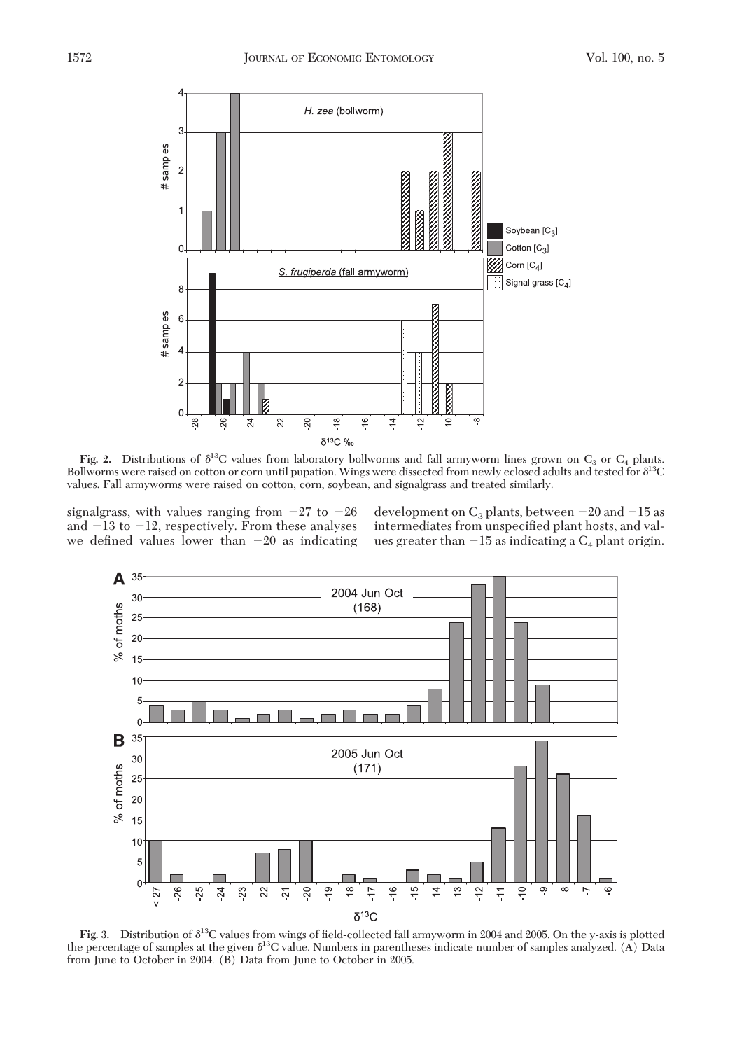**Fig. 2.** Distributions of $\delta^{13}C$ values from laboratory bollworms and fall armyworm lines grown on $C_3$ or $C_4$ plants. Bollworms were raised on cotton or corn until pupation. Wings were dissected from newly eclosed adults and tested for $\delta^{13}C$ values. Fall armyworms were raised on cotton, corn, soybean, and signalgrass and treated similarly.

signalgrass, with values ranging from −27 to −26 and −13 to −12, respectively. From these analyses we defined values lower than −20 as indicating development on $C_3$ plants, between −20 and −15 as intermediates from unspecified plant hosts, and values greater than −15 as indicating a $C_4$ plant origin.

**Fig. 3.** Distribution of $\delta^{13}C$ values from wings of field-collected fall armyworm in 2004 and 2005. On the y-axis is plotted the percentage of samples at the given $\delta^{13}C$ value. Numbers in parentheses indicate number of samples analyzed. (A) Data from June to October in 2004. (B) Data from June to October in 2005.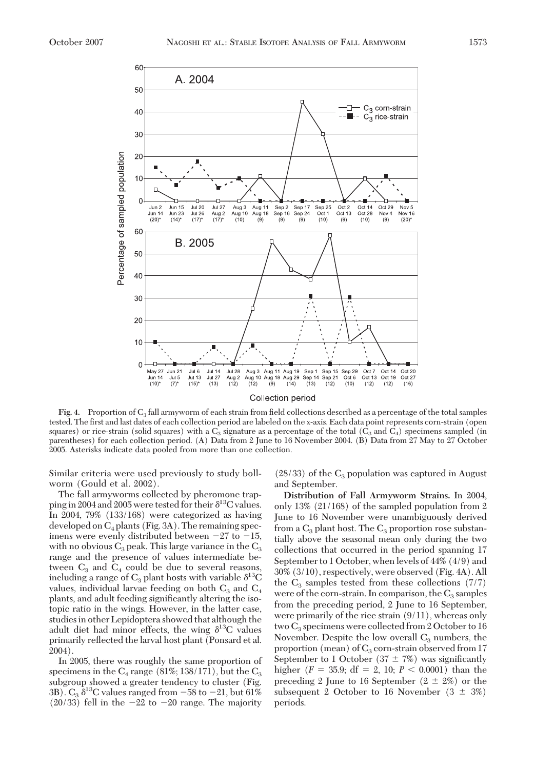**Fig. 4.** Proportion of $C_3$ fall armyworm of each strain from field collections described as a percentage of the total samples tested. The first and last dates of each collection period are labeled on the x-axis. Each data point represents corn-strain (open squares) or rice-strain (solid squares) with a $C_3$ signature as a percentage of the total ($C_3$ and $C_4$) specimens sampled (in parentheses) for each collection period. (A) Data from 2 June to 16 November 2004. (B) Data from 27 May to 27 October 2005. Asterisks indicate data pooled from more than one collection.

Similar criteria were used previously to study bollworm (Gould et al. 2002).

The fall armyworms collected by pheromone trapping in 2004 and 2005 were tested for their $\delta^{13}C$ values. In 2004, 79% (133/168) were categorized as having developed on $C_4$ plants (Fig. 3A). The remaining specimens were evenly distributed between −27 to −15, with no obvious $C_3$ peak. This large variance in the $C_3$ range and the presence of values intermediate between $C_3$ and $C_4$ could be due to several reasons, including a range of $C_3$ plant hosts with variable $\delta^{13}C$ values, individual larvae feeding on both $C_3$ and $C_4$ plants, and adult feeding significantly altering the isotopic ratio in the wings. However, in the latter case, studies in other Lepidoptera showed that although the adult diet had minor effects, the wing $\delta^{13}C$ values primarily reflected the larval host plant (Ponsard et al. 2004).

In 2005, there was roughly the same proportion of specimens in the $C_4$ range (81%; 138/171), but the $C_3$ subgroup showed a greater tendency to cluster (Fig. 3B). $C_3$ $\delta^{13}C$ values ranged from −58 to −21, but 61% (20/33) fell in the −22 to −20 range. The majority (28/33) of the $C_3$ population was captured in August and September.

**Distribution of Fall Armyworm Strains.** In 2004, only 13% (21/168) of the sampled population from 2 June to 16 November were unambiguously derived from a $C_3$ plant host. The $C_3$ proportion rose substantially above the seasonal mean only during the two collections that occurred in the period spanning 17 September to 1 October, when levels of 44% (4/9) and 30% (3/10), respectively, were observed (Fig. 4A). All the $C_3$ samples tested from these collections (7/7) were of the corn-strain. In comparison, the $C_3$ samples from the preceding period, 2 June to 16 September, were primarily of the rice strain (9/11), whereas only two $C_3$ specimens were collected from 2 October to 16 November. Despite the low overall $C_3$ numbers, the proportion (mean) of $C_3$ corn-strain observed from 17 September to 1 October (37 ± 7%) was significantly higher ($F = 35.9$; df = 2, 10; $P < 0.0001$) than the preceding 2 June to 16 September (2 ± 2%) or the subsequent 2 October to 16 November (3 ± 3%) periods.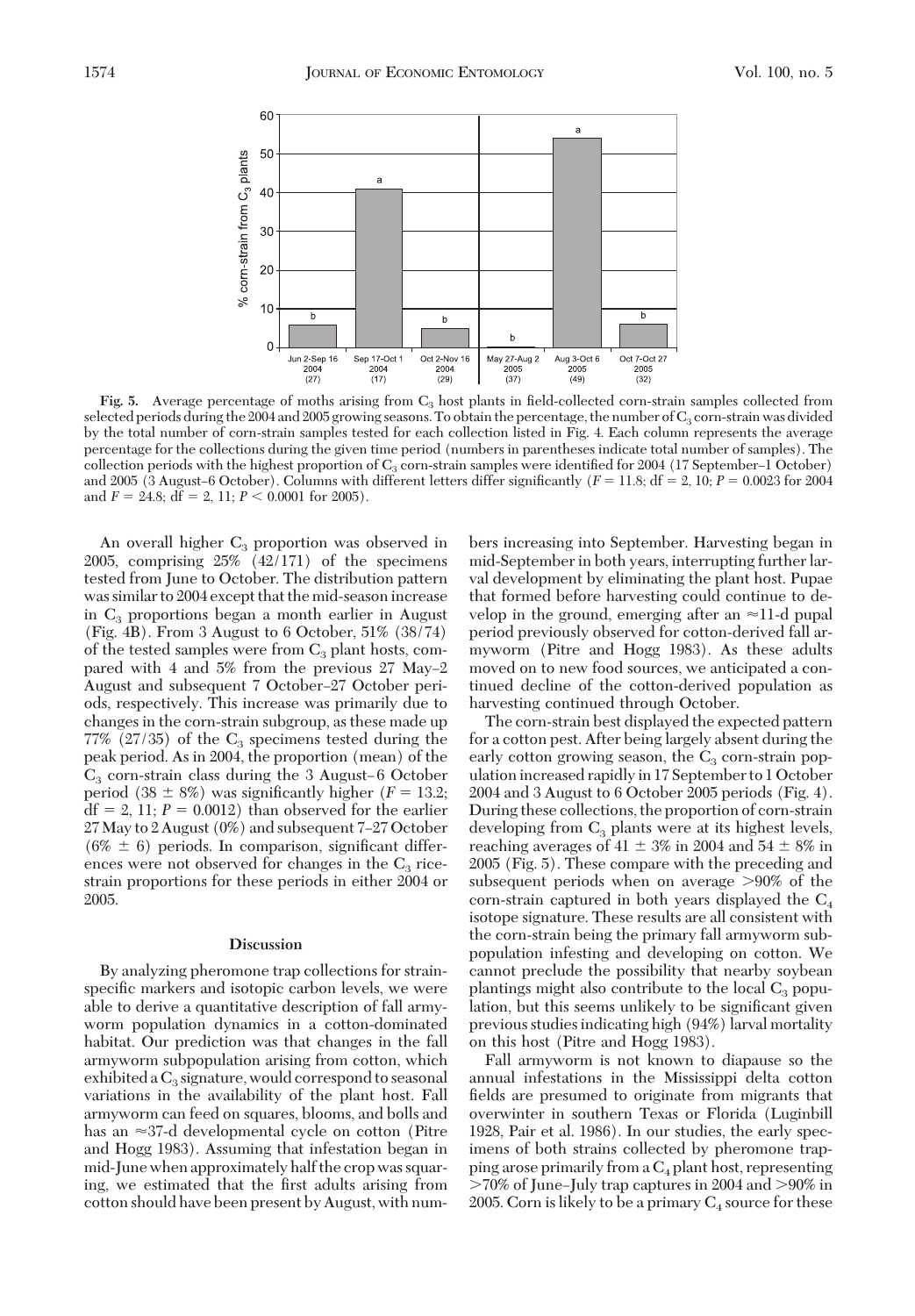**Fig. 5.** Average percentage of moths arising from $C_3$ host plants in field-collected corn-strain samples collected from selected periods during the 2004 and 2005 growing seasons. To obtain the percentage, the number of $C_3$ corn-strain was divided by the total number of corn-strain samples tested for each collection listed in Fig. 4. Each column represents the average percentage for the collections during the given time period (numbers in parentheses indicate total number of samples). The collection periods with the highest proportion of $C_3$ corn-strain samples were identified for 2004 (17 September–1 October) and 2005 (3 August–6 October). Columns with different letters differ significantly ($F = 11.8$; df = 2, 10; $P = 0.0023$ for 2004 and $F = 24.8$; df = 2, 11; $P < 0.0001$ for 2005).

An overall higher $C_3$ proportion was observed in 2005, comprising 25% (42/171) of the specimens tested from June to October. The distribution pattern was similar to 2004 except that the mid-season increase in $C_3$ proportions began a month earlier in August (Fig. 4B). From 3 August to 6 October, 51% (38/74) of the tested samples were from $C_3$ plant hosts, compared with 4 and 5% from the previous 27 May–2 August and subsequent 7 October–27 October periods, respectively. This increase was primarily due to changes in the corn-strain subgroup, as these made up 77% (27/35) of the $C_3$ specimens tested during the peak period. As in 2004, the proportion (mean) of the $C_3$ corn-strain class during the 3 August–6 October period (38 ± 8%) was significantly higher ($F = 13.2$; df = 2, 11; $P = 0.0012$) than observed for the earlier 27 May to 2 August (0%) and subsequent 7–27 October (6% ± 6) periods. In comparison, significant differences were not observed for changes in the $C_3$ rice-strain proportions for these periods in either 2004 or 2005.

## Discussion

By analyzing pheromone trap collections for strain-specific markers and isotopic carbon levels, we were able to derive a quantitative description of fall armyworm population dynamics in a cotton-dominated habitat. Our prediction was that changes in the fall armyworm subpopulation arising from cotton, which exhibited a $C_3$ signature, would correspond to seasonal variations in the availability of the plant host. Fall armyworm can feed on squares, blooms, and bolls and has an ≈37-d developmental cycle on cotton (Pitre and Hogg 1983). Assuming that infestation began in mid-June when approximately half the crop was squaring, we estimated that the first adults arising from cotton should have been present by August, with numbers increasing into September. Harvesting began in mid-September in both years, interrupting further larval development by eliminating the plant host. Pupae that formed before harvesting could continue to develop in the ground, emerging after an ≈11-d pupal period previously observed for cotton-derived fall armyworm (Pitre and Hogg 1983). As these adults moved on to new food sources, we anticipated a continued decline of the cotton-derived population as harvesting continued through October.

The corn-strain best displayed the expected pattern for a cotton pest. After being largely absent during the early cotton growing season, the $C_3$ corn-strain population increased rapidly in 17 September to 1 October 2004 and 3 August to 6 October 2005 periods (Fig. 4). During these collections, the proportion of corn-strain developing from $C_3$ plants were at its highest levels, reaching averages of 41 ± 3% in 2004 and 54 ± 8% in 2005 (Fig. 5). These compare with the preceding and subsequent periods when on average >90% of the corn-strain captured in both years displayed the $C_4$ isotope signature. These results are all consistent with the corn-strain being the primary fall armyworm subpopulation infesting and developing on cotton. We cannot preclude the possibility that nearby soybean plantings might also contribute to the local $C_3$ population, but this seems unlikely to be significant given previous studies indicating high (94%) larval mortality on this host (Pitre and Hogg 1983).

Fall armyworm is not known to diapause so the annual infestations in the Mississippi delta cotton fields are presumed to originate from migrants that overwinter in southern Texas or Florida (Luginbill 1928, Pair et al. 1986). In our studies, the early specimens of both strains collected by pheromone trapping arose primarily from a $C_4$ plant host, representing >70% of June–July trap captures in 2004 and >90% in 2005. Corn is likely to be a primary $C_4$ source for these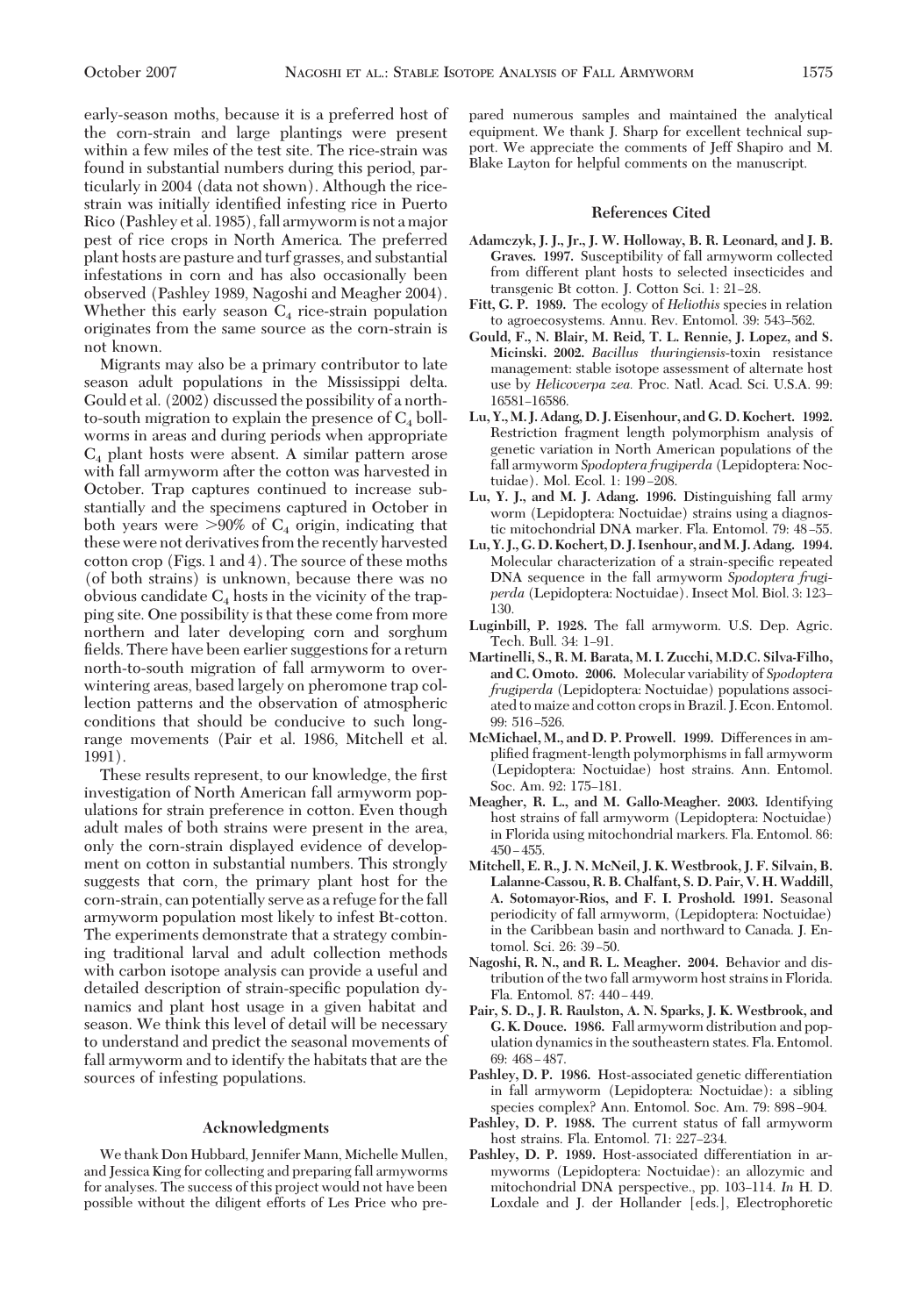early-season moths, because it is a preferred host of the corn-strain and large plantings were present within a few miles of the test site. The rice-strain was found in substantial numbers during this period, particularly in 2004 (data not shown). Although the rice-strain was initially identified infesting rice in Puerto Rico (Pashley et al. 1985), fall armyworm is not a major pest of rice crops in North America. The preferred plant hosts are pasture and turf grasses, and substantial infestations in corn and has also occasionally been observed (Pashley 1989, Nagoshi and Meagher 2004). Whether this early season $C_4$ rice-strain population originates from the same source as the corn-strain is not known.

Migrants may also be a primary contributor to late season adult populations in the Mississippi delta. Gould et al. (2002) discussed the possibility of a north-to-south migration to explain the presence of $C_4$ bollworms in areas and during periods when appropriate $C_4$ plant hosts were absent. A similar pattern arose with fall armyworm after the cotton was harvested in October. Trap captures continued to increase substantially and the specimens captured in October in both years were >90% of $C_4$ origin, indicating that these were not derivatives from the recently harvested cotton crop (Figs. 1 and 4). The source of these moths (of both strains) is unknown, because there was no obvious candidate $C_4$ hosts in the vicinity of the trapping site. One possibility is that these come from more northern and later developing corn and sorghum fields. There have been earlier suggestions for a return north-to-south migration of fall armyworm to overwintering areas, based largely on pheromone trap collection patterns and the observation of atmospheric conditions that should be conducive to such long-range movements (Pair et al. 1986, Mitchell et al. 1991).

These results represent, to our knowledge, the first investigation of North American fall armyworm populations for strain preference in cotton. Even though adult males of both strains were present in the area, only the corn-strain displayed evidence of development on cotton in substantial numbers. This strongly suggests that corn, the primary plant host for the corn-strain, can potentially serve as a refuge for the fall armyworm population most likely to infest Bt-cotton. The experiments demonstrate that a strategy combining traditional larval and adult collection methods with carbon isotope analysis can provide a useful and detailed description of strain-specific population dynamics and plant host usage in a given habitat and season. We think this level of detail will be necessary to understand and predict the seasonal movements of fall armyworm and to identify the habitats that are the sources of infesting populations.

## Acknowledgments

We thank Don Hubbard, Jennifer Mann, Michelle Mullen, and Jessica King for collecting and preparing fall armyworms for analyses. The success of this project would not have been possible without the diligent efforts of Les Price who prepared numerous samples and maintained the analytical equipment. We thank J. Sharp for excellent technical support. We appreciate the comments of Jeff Shapiro and M. Blake Layton for helpful comments on the manuscript.

## References Cited

**Adamczyk, J. J., Jr., J. W. Holloway, B. R. Leonard, and J. B. Graves. 1997.** Susceptibility of fall armyworm collected from different plant hosts to selected insecticides and transgenic Bt cotton. J. Cotton Sci. 1: 21–28.

**Fitt, G. P. 1989.** The ecology of *Heliothis* species in relation to agroecosystems. Annu. Rev. Entomol. 39: 543–562.

**Gould, F., N. Blair, M. Reid, T. L. Rennie, J. Lopez, and S. Micinski. 2002.** *Bacillus thuringiensis*-toxin resistance management: stable isotope assessment of alternate host use by *Helicoverpa zea.* Proc. Natl. Acad. Sci. U.S.A. 99: 16581–16586.

**Lu, Y., M. J. Adang, D. J. Eisenhour, and G. D. Kochert. 1992.** Restriction fragment length polymorphism analysis of genetic variation in North American populations of the fall armyworm *Spodoptera frugiperda* (Lepidoptera: Noctuidae). Mol. Ecol. 1: 199–208.

**Lu, Y. J., and M. J. Adang. 1996.** Distinguishing fall army worm (Lepidoptera: Noctuidae) strains using a diagnostic mitochondrial DNA marker. Fla. Entomol. 79: 48–55.

**Lu, Y. J., G. D. Kochert, D. J. Isenhour, and M. J. Adang. 1994.** Molecular characterization of a strain-specific repeated DNA sequence in the fall armyworm *Spodoptera frugiperda* (Lepidoptera: Noctuidae). Insect Mol. Biol. 3: 123–130.

**Luginbill, P. 1928.** The fall armyworm. U.S. Dep. Agric. Tech. Bull. 34: 1–91.

**Martinelli, S., R. M. Barata, M. I. Zucchi, M.D.C. Silva-Filho, and C. Omoto. 2006.** Molecular variability of *Spodoptera frugiperda* (Lepidoptera: Noctuidae) populations associated to maize and cotton crops in Brazil. J. Econ. Entomol. 99: 516–526.

**McMichael, M., and D. P. Prowell. 1999.** Differences in amplified fragment-length polymorphisms in fall armyworm (Lepidoptera: Noctuidae) host strains. Ann. Entomol. Soc. Am. 92: 175–181.

**Meagher, R. L., and M. Gallo-Meagher. 2003.** Identifying host strains of fall armyworm (Lepidoptera: Noctuidae) in Florida using mitochondrial markers. Fla. Entomol. 86: 450–455.

**Mitchell, E. R., J. N. McNeil, J. K. Westbrook, J. F. Silvain, B. Lalanne-Cassou, R. B. Chalfant, S. D. Pair, V. H. Waddill, A. Sotomayor-Rios, and F. I. Proshold. 1991.** Seasonal periodicity of fall armyworm, (Lepidoptera: Noctuidae) in the Caribbean basin and northward to Canada. J. Entomol. Sci. 26: 39–50.

**Nagoshi, R. N., and R. L. Meagher. 2004.** Behavior and distribution of the two fall armyworm host strains in Florida. Fla. Entomol. 87: 440–449.

**Pair, S. D., J. R. Raulston, A. N. Sparks, J. K. Westbrook, and G. K. Douce. 1986.** Fall armyworm distribution and population dynamics in the southeastern states. Fla. Entomol. 69: 468–487.

**Pashley, D. P. 1986.** Host-associated genetic differentiation in fall armyworm (Lepidoptera: Noctuidae): a sibling species complex? Ann. Entomol. Soc. Am. 79: 898–904.

**Pashley, D. P. 1988.** The current status of fall armyworm host strains. Fla. Entomol. 71: 227–234.

**Pashley, D. P. 1989.** Host-associated differentiation in armyworms (Lepidoptera: Noctuidae): an allozymic and mitochondrial DNA perspective., pp. 103–114. *In* H. D. Loxdale and J. der Hollander [eds.], Electrophoretic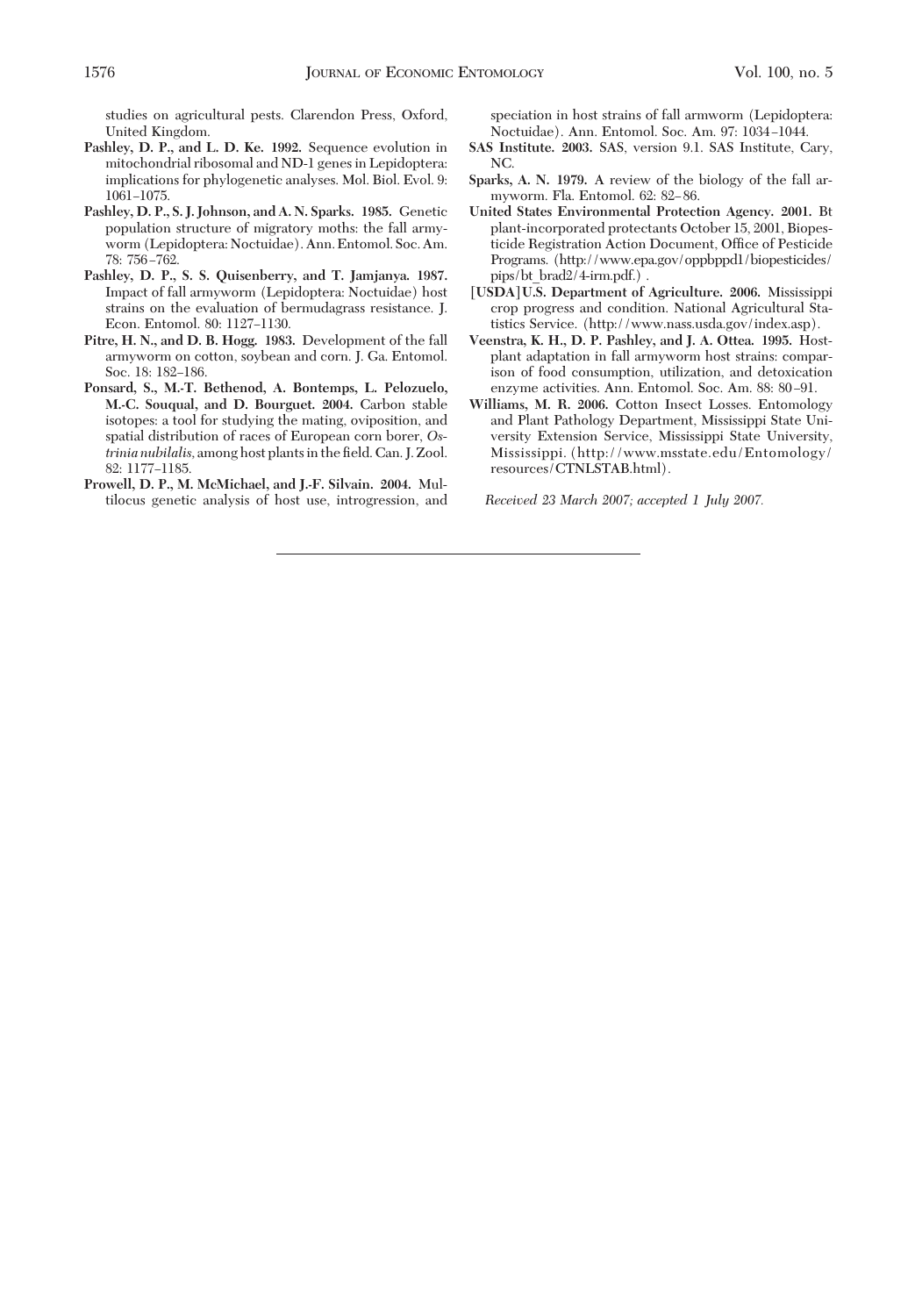studies on agricultural pests. Clarendon Press, Oxford, United Kingdom.

**Pashley, D. P., and L. D. Ke. 1992.** Sequence evolution in mitochondrial ribosomal and ND-1 genes in Lepidoptera: implications for phylogenetic analyses. Mol. Biol. Evol. 9: 1061–1075.

**Pashley, D. P., S. J. Johnson, and A. N. Sparks. 1985.** Genetic population structure of migratory moths: the fall armyworm (Lepidoptera: Noctuidae). Ann. Entomol. Soc. Am. 78: 756–762.

**Pashley, D. P., S. S. Quisenberry, and T. Jamjanya. 1987.** Impact of fall armyworm (Lepidoptera: Noctuidae) host strains on the evaluation of bermudagrass resistance. J. Econ. Entomol. 80: 1127–1130.

**Pitre, H. N., and D. B. Hogg. 1983.** Development of the fall armyworm on cotton, soybean and corn. J. Ga. Entomol. Soc. 18: 182–186.

**Ponsard, S., M.-T. Bethenod, A. Bontemps, L. Pelozuelo, M.-C. Souqual, and D. Bourguet. 2004.** Carbon stable isotopes: a tool for studying the mating, oviposition, and spatial distribution of races of European corn borer, *Ostrinia nubilalis*, among host plants in the field. Can. J. Zool. 82: 1177–1185.

**Prowell, D. P., M. McMichael, and J.-F. Silvain. 2004.** Multilocus genetic analysis of host use, introgression, and speciation in host strains of fall armworm (Lepidoptera: Noctuidae). Ann. Entomol. Soc. Am. 97: 1034–1044.

**SAS Institute. 2003.** SAS, version 9.1. SAS Institute, Cary, NC.

**Sparks, A. N. 1979.** A review of the biology of the fall armyworm. Fla. Entomol. 62: 82–86.

**United States Environmental Protection Agency. 2001.** Bt plant-incorporated protectants October 15, 2001, Biopesticide Registration Action Document, Office of Pesticide Programs. (http://www.epa.gov/oppbppd1/biopesticides/pips/bt_brad2/4-irm.pdf.) .

**[USDA] U.S. Department of Agriculture. 2006.** Mississippi crop progress and condition. National Agricultural Statistics Service. (http://www.nass.usda.gov/index.asp).

**Veenstra, K. H., D. P. Pashley, and J. A. Ottea. 1995.** Host-plant adaptation in fall armyworm host strains: comparison of food consumption, utilization, and detoxication enzyme activities. Ann. Entomol. Soc. Am. 88: 80–91.

**Williams, M. R. 2006.** Cotton Insect Losses. Entomology and Plant Pathology Department, Mississippi State University Extension Service, Mississippi State University, Mississippi. (http://www.msstate.edu/Entomology/resources/CTNLSTAB.html).

*Received 23 March 2007; accepted 1 July 2007.*